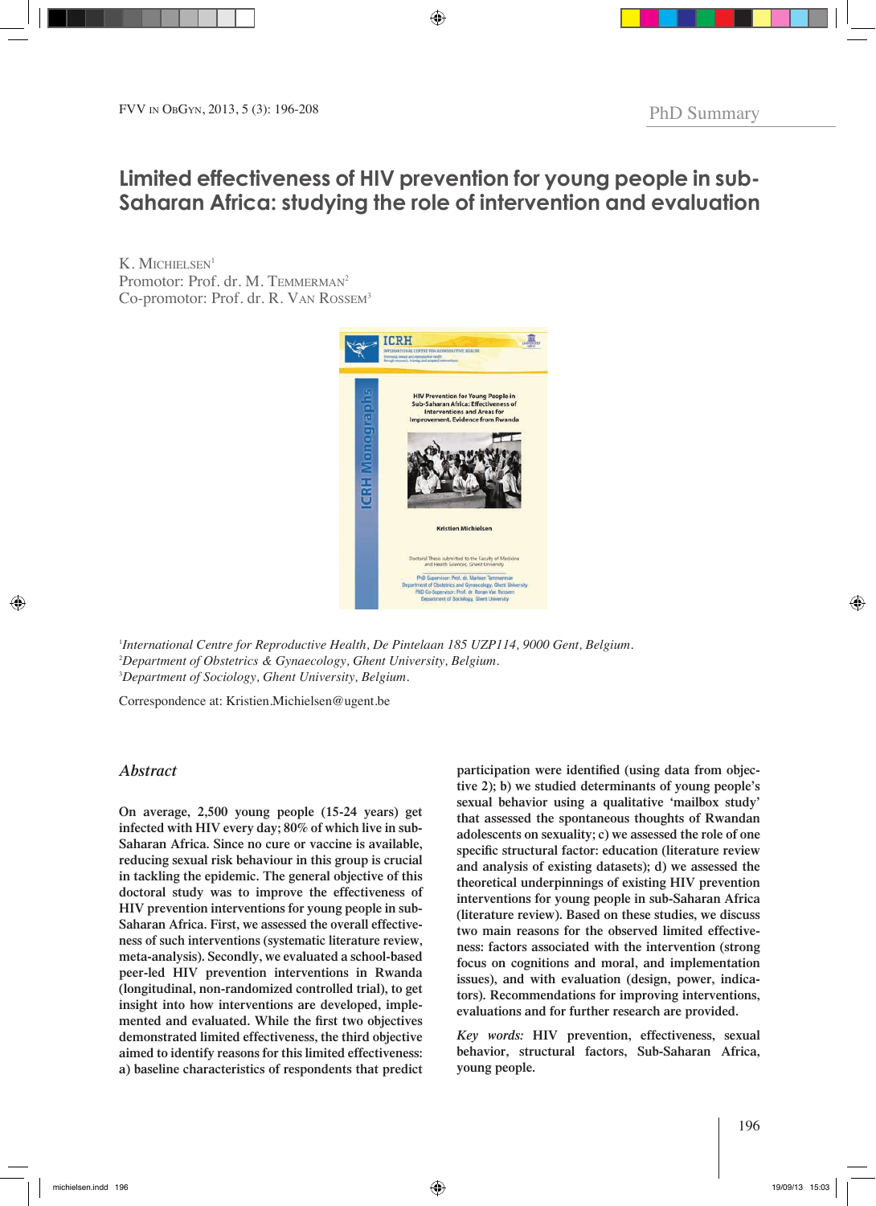PhD Summary

# Limited effectiveness of HIV prevention for young people in sub-Saharan Africa: studying the role of intervention and evaluation

K. Michielsen[1]
Promotor: Prof. dr. M. Temmerman[2]
Co-promotor: Prof. dr. R. Van Rossem[3]

[1]International Centre for Reproductive Health, De Pintelaan 185 UZP114, 9000 Gent, Belgium.
[2]Department of Obstetrics & Gynaecology, Ghent University, Belgium.
[3]Department of Sociology, Ghent University, Belgium.

Correspondence at: Kristien.Michielsen@ugent.be

## Abstract

**On average, 2,500 young people (15-24 years) get infected with HIV every day; 80% of which live in sub-Saharan Africa. Since no cure or vaccine is available, reducing sexual risk behaviour in this group is crucial in tackling the epidemic. The general objective of this doctoral study was to improve the effectiveness of HIV prevention interventions for young people in sub-Saharan Africa. First, we assessed the overall effectiveness of such interventions (systematic literature review, meta-analysis). Secondly, we evaluated a school-based peer-led HIV prevention interventions in Rwanda (longitudinal, non-randomized controlled trial), to get insight into how interventions are developed, implemented and evaluated. While the first two objectives demonstrated limited effectiveness, the third objective aimed to identify reasons for this limited effectiveness: a) baseline characteristics of respondents that predict participation were identified (using data from objective 2); b) we studied determinants of young people's sexual behavior using a qualitative 'mailbox study' that assessed the spontaneous thoughts of Rwandan adolescents on sexuality; c) we assessed the role of one specific structural factor: education (literature review and analysis of existing datasets); d) we assessed the theoretical underpinnings of existing HIV prevention interventions for young people in sub-Saharan Africa (literature review). Based on these studies, we discuss two main reasons for the observed limited effectiveness: factors associated with the intervention (strong focus on cognitions and moral, and implementation issues), and with evaluation (design, power, indicators). Recommendations for improving interventions, evaluations and for further research are provided.**

*Key words:* HIV prevention, effectiveness, sexual behavior, structural factors, Sub-Saharan Africa, young people.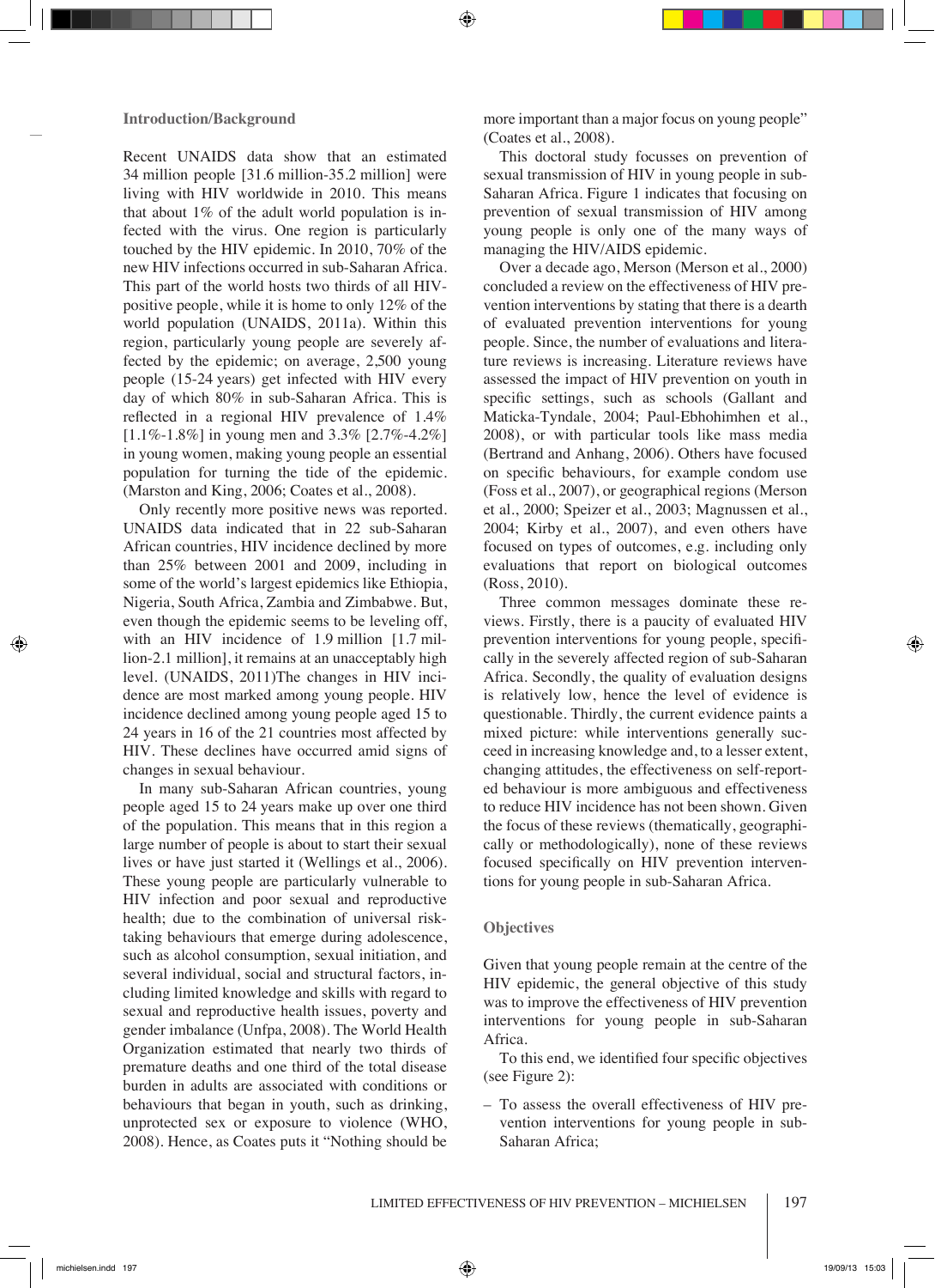## Introduction/Background

Recent UNAIDS data show that an estimated 34 million people [31.6 million-35.2 million] were living with HIV worldwide in 2010. This means that about 1% of the adult world population is infected with the virus. One region is particularly touched by the HIV epidemic. In 2010, 70% of the new HIV infections occurred in sub-Saharan Africa. This part of the world hosts two thirds of all HIV-positive people, while it is home to only 12% of the world population (UNAIDS, 2011a). Within this region, particularly young people are severely affected by the epidemic; on average, 2,500 young people (15-24 years) get infected with HIV every day of which 80% in sub-Saharan Africa. This is reflected in a regional HIV prevalence of 1.4% [1.1%-1.8%] in young men and 3.3% [2.7%-4.2%] in young women, making young people an essential population for turning the tide of the epidemic. (Marston and King, 2006; Coates et al., 2008).

Only recently more positive news was reported. UNAIDS data indicated that in 22 sub-Saharan African countries, HIV incidence declined by more than 25% between 2001 and 2009, including in some of the world's largest epidemics like Ethiopia, Nigeria, South Africa, Zambia and Zimbabwe. But, even though the epidemic seems to be leveling off, with an HIV incidence of 1.9 million [1.7 million-2.1 million], it remains at an unacceptably high level. (UNAIDS, 2011)The changes in HIV incidence are most marked among young people. HIV incidence declined among young people aged 15 to 24 years in 16 of the 21 countries most affected by HIV. These declines have occurred amid signs of changes in sexual behaviour.

In many sub-Saharan African countries, young people aged 15 to 24 years make up over one third of the population. This means that in this region a large number of people is about to start their sexual lives or have just started it (Wellings et al., 2006). These young people are particularly vulnerable to HIV infection and poor sexual and reproductive health; due to the combination of universal risk-taking behaviours that emerge during adolescence, such as alcohol consumption, sexual initiation, and several individual, social and structural factors, including limited knowledge and skills with regard to sexual and reproductive health issues, poverty and gender imbalance (Unfpa, 2008). The World Health Organization estimated that nearly two thirds of premature deaths and one third of the total disease burden in adults are associated with conditions or behaviours that began in youth, such as drinking, unprotected sex or exposure to violence (WHO, 2008). Hence, as Coates puts it "Nothing should be more important than a major focus on young people" (Coates et al., 2008).

This doctoral study focusses on prevention of sexual transmission of HIV in young people in sub-Saharan Africa. Figure 1 indicates that focusing on prevention of sexual transmission of HIV among young people is only one of the many ways of managing the HIV/AIDS epidemic.

Over a decade ago, Merson (Merson et al., 2000) concluded a review on the effectiveness of HIV prevention interventions by stating that there is a dearth of evaluated prevention interventions for young people. Since, the number of evaluations and literature reviews is increasing. Literature reviews have assessed the impact of HIV prevention on youth in specific settings, such as schools (Gallant and Maticka-Tyndale, 2004; Paul-Ebhohimhen et al., 2008), or with particular tools like mass media (Bertrand and Anhang, 2006). Others have focused on specific behaviours, for example condom use (Foss et al., 2007), or geographical regions (Merson et al., 2000; Speizer et al., 2003; Magnussen et al., 2004; Kirby et al., 2007), and even others have focused on types of outcomes, e.g. including only evaluations that report on biological outcomes (Ross, 2010).

Three common messages dominate these reviews. Firstly, there is a paucity of evaluated HIV prevention interventions for young people, specifically in the severely affected region of sub-Saharan Africa. Secondly, the quality of evaluation designs is relatively low, hence the level of evidence is questionable. Thirdly, the current evidence paints a mixed picture: while interventions generally succeed in increasing knowledge and, to a lesser extent, changing attitudes, the effectiveness on self-reported behaviour is more ambiguous and effectiveness to reduce HIV incidence has not been shown. Given the focus of these reviews (thematically, geographically or methodologically), none of these reviews focused specifically on HIV prevention interventions for young people in sub-Saharan Africa.

## Objectives

Given that young people remain at the centre of the HIV epidemic, the general objective of this study was to improve the effectiveness of HIV prevention interventions for young people in sub-Saharan Africa.

To this end, we identified four specific objectives (see Figure 2):

- To assess the overall effectiveness of HIV prevention interventions for young people in sub-Saharan Africa;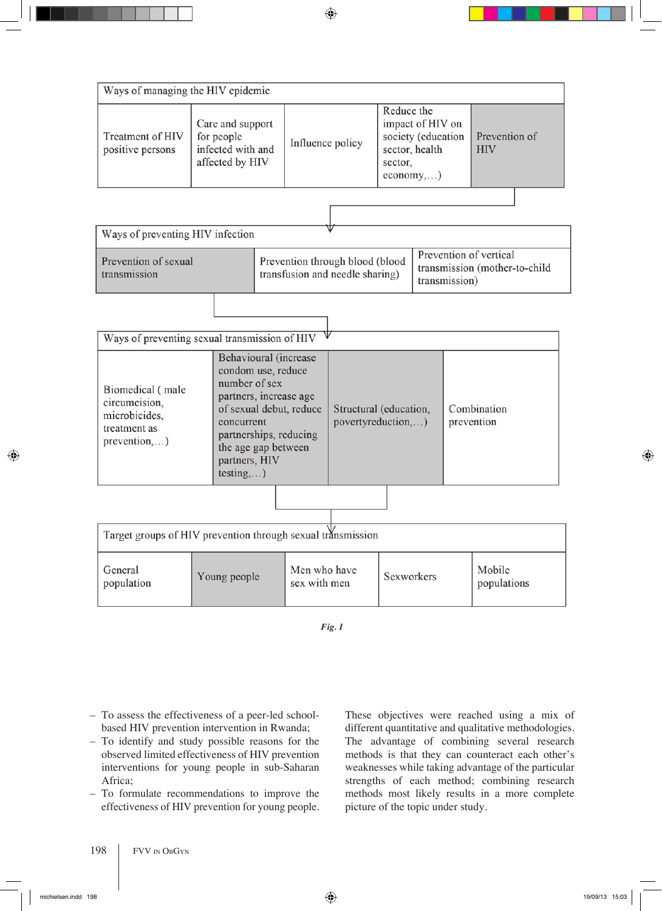| Ways of managing the HIV epidemic | | | | |
|---|---|---|---|---|
| Treatment of HIV positive persons | Care and support for people infected with and affected by HIV | Influence policy | Reduce the impact of HIV on society (education sector, health sector, economy,…) | Prevention of HIV |

| Ways of preventing HIV infection | | |
|---|---|---|
| Prevention of sexual transmission | Prevention through blood (blood transfusion and needle sharing) | Prevention of vertical transmission (mother-to-child transmission) |

| Ways of preventing sexual transmission of HIV | | | |
|---|---|---|---|
| Biomedical ( male circumcision, microbicides, treatment as prevention,…) | Behavioural (increase condom use, reduce number of sex partners, increase age of sexual debut, reduce concurrent partnerships, reducing the age gap between partners, HIV testing,…) | Structural (education, povertyreduction,…) | Combination prevention |

| Target groups of HIV prevention through sexual transmission | | | | |
|---|---|---|---|---|
| General population | Young people | Men who have sex with men | Sexworkers | Mobile populations |

*Fig. 1*

- To assess the effectiveness of a peer-led school-based HIV prevention intervention in Rwanda;
- To identify and study possible reasons for the observed limited effectiveness of HIV prevention interventions for young people in sub-Saharan Africa;
- To formulate recommendations to improve the effectiveness of HIV prevention for young people.

These objectives were reached using a mix of different quantitative and qualitative methodologies. The advantage of combining several research methods is that they can counteract each other's weaknesses while taking advantage of the particular strengths of each method; combining research methods most likely results in a more complete picture of the topic under study.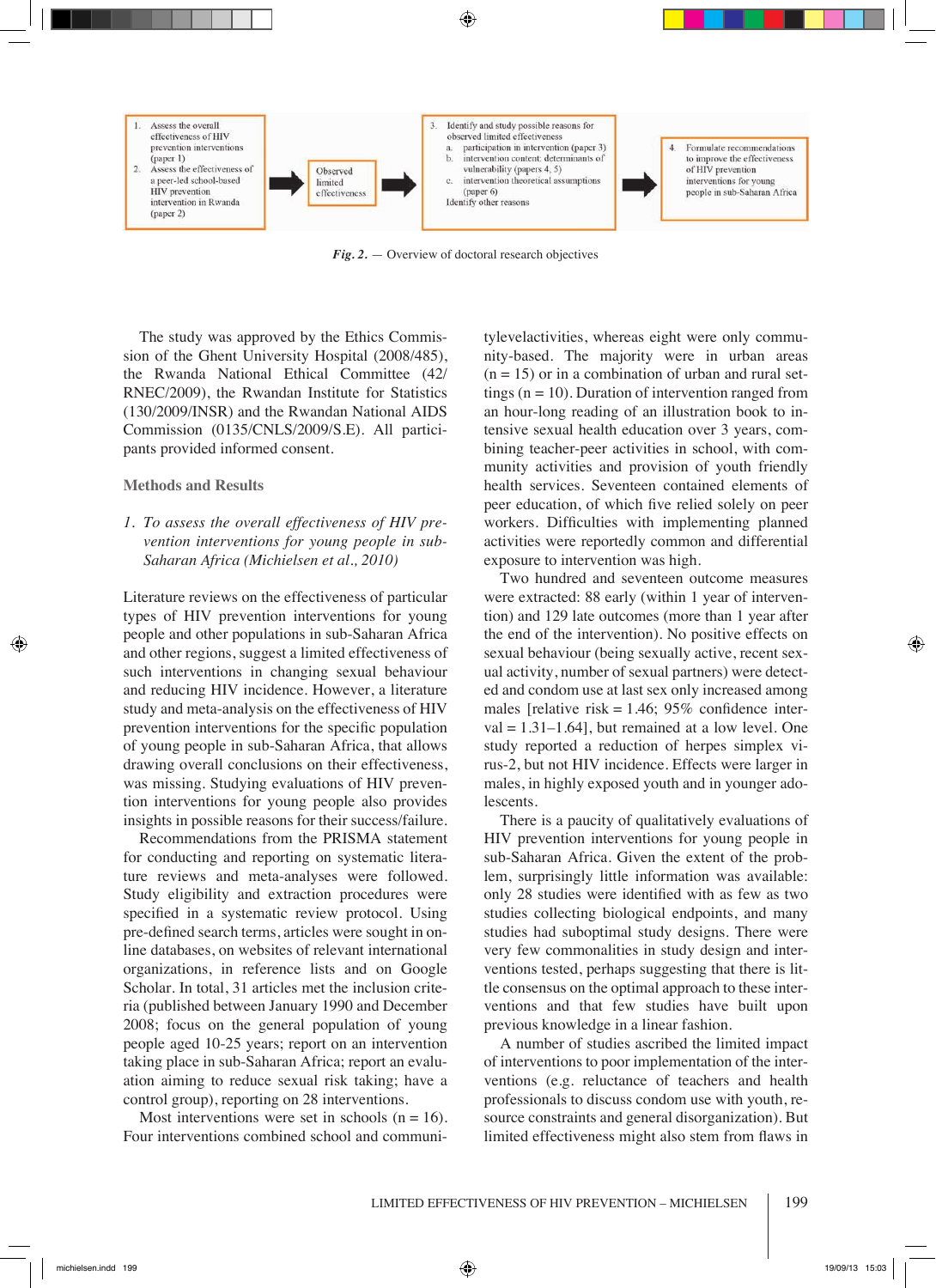1. Assess the overall effectiveness of HIV prevention interventions (paper 1)
2. Assess the effectiveness of a peer-led school-based HIV prevention intervention in Rwanda (paper 2)

→ Observed limited effectiveness →

3. Identify and study possible reasons for observed limited effectiveness
   a. participation in intervention (paper 3)
   b. intervention content: determinants of vulnerability (papers 4, 5)
   c. intervention theoretical assumptions (paper 6)

   Identify other reasons

→

4. Formulate recommendations to improve the effectiveness of HIV prevention interventions for young people in sub-Saharan Africa

***Fig. 2.*** — Overview of doctoral research objectives

The study was approved by the Ethics Commission of the Ghent University Hospital (2008/485), the Rwanda National Ethical Committee (42/RNEC/2009), the Rwandan Institute for Statistics (130/2009/INSR) and the Rwandan National AIDS Commission (0135/CNLS/2009/S.E). All participants provided informed consent.

## Methods and Results

### *1. To assess the overall effectiveness of HIV prevention interventions for young people in sub-Saharan Africa (Michielsen et al., 2010)*

Literature reviews on the effectiveness of particular types of HIV prevention interventions for young people and other populations in sub-Saharan Africa and other regions, suggest a limited effectiveness of such interventions in changing sexual behaviour and reducing HIV incidence. However, a literature study and meta-analysis on the effectiveness of HIV prevention interventions for the specific population of young people in sub-Saharan Africa, that allows drawing overall conclusions on their effectiveness, was missing. Studying evaluations of HIV prevention interventions for young people also provides insights in possible reasons for their success/failure.

Recommendations from the PRISMA statement for conducting and reporting on systematic literature reviews and meta-analyses were followed. Study eligibility and extraction procedures were specified in a systematic review protocol. Using pre-defined search terms, articles were sought in online databases, on websites of relevant international organizations, in reference lists and on Google Scholar. In total, 31 articles met the inclusion criteria (published between January 1990 and December 2008; focus on the general population of young people aged 10-25 years; report on an intervention taking place in sub-Saharan Africa; report an evaluation aiming to reduce sexual risk taking; have a control group), reporting on 28 interventions.

Most interventions were set in schools (n = 16). Four interventions combined school and communitylevelactivities, whereas eight were only community-based. The majority were in urban areas (n = 15) or in a combination of urban and rural settings (n = 10). Duration of intervention ranged from an hour-long reading of an illustration book to intensive sexual health education over 3 years, combining teacher-peer activities in school, with community activities and provision of youth friendly health services. Seventeen contained elements of peer education, of which five relied solely on peer workers. Difficulties with implementing planned activities were reportedly common and differential exposure to intervention was high.

Two hundred and seventeen outcome measures were extracted: 88 early (within 1 year of intervention) and 129 late outcomes (more than 1 year after the end of the intervention). No positive effects on sexual behaviour (being sexually active, recent sexual activity, number of sexual partners) were detected and condom use at last sex only increased among males [relative risk = 1.46; 95% confidence interval = 1.31–1.64], but remained at a low level. One study reported a reduction of herpes simplex virus-2, but not HIV incidence. Effects were larger in males, in highly exposed youth and in younger adolescents.

There is a paucity of qualitatively evaluations of HIV prevention interventions for young people in sub-Saharan Africa. Given the extent of the problem, surprisingly little information was available: only 28 studies were identified with as few as two studies collecting biological endpoints, and many studies had suboptimal study designs. There were very few commonalities in study design and interventions tested, perhaps suggesting that there is little consensus on the optimal approach to these interventions and that few studies have built upon previous knowledge in a linear fashion.

A number of studies ascribed the limited impact of interventions to poor implementation of the interventions (e.g. reluctance of teachers and health professionals to discuss condom use with youth, resource constraints and general disorganization). But limited effectiveness might also stem from flaws in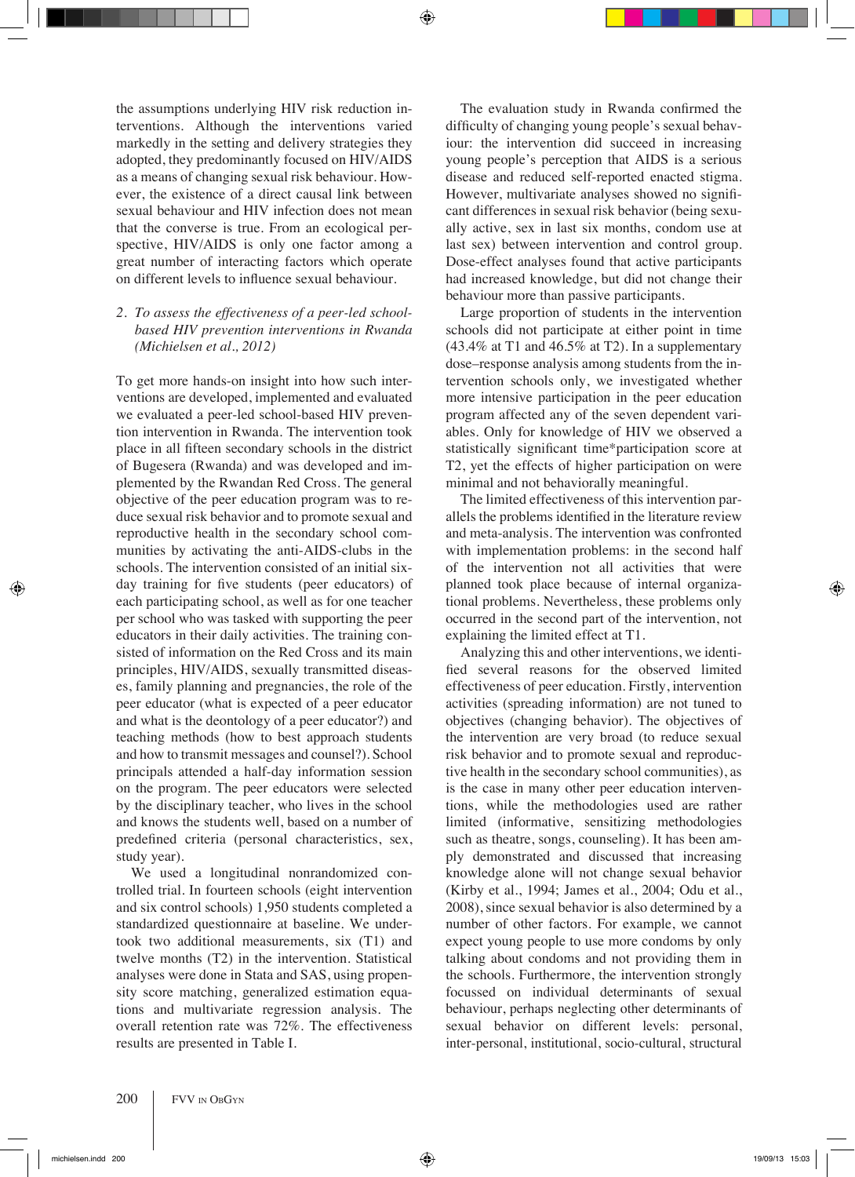the assumptions underlying HIV risk reduction interventions. Although the interventions varied markedly in the setting and delivery strategies they adopted, they predominantly focused on HIV/AIDS as a means of changing sexual risk behaviour. However, the existence of a direct causal link between sexual behaviour and HIV infection does not mean that the converse is true. From an ecological perspective, HIV/AIDS is only one factor among a great number of interacting factors which operate on different levels to influence sexual behaviour.

*2. To assess the effectiveness of a peer-led school-based HIV prevention interventions in Rwanda (Michielsen et al., 2012)*

To get more hands-on insight into how such interventions are developed, implemented and evaluated we evaluated a peer-led school-based HIV prevention intervention in Rwanda. The intervention took place in all fifteen secondary schools in the district of Bugesera (Rwanda) and was developed and implemented by the Rwandan Red Cross. The general objective of the peer education program was to reduce sexual risk behavior and to promote sexual and reproductive health in the secondary school communities by activating the anti-AIDS-clubs in the schools. The intervention consisted of an initial six-day training for five students (peer educators) of each participating school, as well as for one teacher per school who was tasked with supporting the peer educators in their daily activities. The training consisted of information on the Red Cross and its main principles, HIV/AIDS, sexually transmitted diseases, family planning and pregnancies, the role of the peer educator (what is expected of a peer educator and what is the deontology of a peer educator?) and teaching methods (how to best approach students and how to transmit messages and counsel?). School principals attended a half-day information session on the program. The peer educators were selected by the disciplinary teacher, who lives in the school and knows the students well, based on a number of predefined criteria (personal characteristics, sex, study year).

We used a longitudinal nonrandomized controlled trial. In fourteen schools (eight intervention and six control schools) 1,950 students completed a standardized questionnaire at baseline. We undertook two additional measurements, six (T1) and twelve months (T2) in the intervention. Statistical analyses were done in Stata and SAS, using propensity score matching, generalized estimation equations and multivariate regression analysis. The overall retention rate was 72%. The effectiveness results are presented in Table I.

The evaluation study in Rwanda confirmed the difficulty of changing young people's sexual behaviour: the intervention did succeed in increasing young people's perception that AIDS is a serious disease and reduced self-reported enacted stigma. However, multivariate analyses showed no significant differences in sexual risk behavior (being sexually active, sex in last six months, condom use at last sex) between intervention and control group. Dose-effect analyses found that active participants had increased knowledge, but did not change their behaviour more than passive participants.

Large proportion of students in the intervention schools did not participate at either point in time (43.4% at T1 and 46.5% at T2). In a supplementary dose–response analysis among students from the intervention schools only, we investigated whether more intensive participation in the peer education program affected any of the seven dependent variables. Only for knowledge of HIV we observed a statistically significant time*participation score at T2, yet the effects of higher participation on were minimal and not behaviorally meaningful.

The limited effectiveness of this intervention parallels the problems identified in the literature review and meta-analysis. The intervention was confronted with implementation problems: in the second half of the intervention not all activities that were planned took place because of internal organizational problems. Nevertheless, these problems only occurred in the second part of the intervention, not explaining the limited effect at T1.

Analyzing this and other interventions, we identified several reasons for the observed limited effectiveness of peer education. Firstly, intervention activities (spreading information) are not tuned to objectives (changing behavior). The objectives of the intervention are very broad (to reduce sexual risk behavior and to promote sexual and reproductive health in the secondary school communities), as is the case in many other peer education interventions, while the methodologies used are rather limited (informative, sensitizing methodologies such as theatre, songs, counseling). It has been amply demonstrated and discussed that increasing knowledge alone will not change sexual behavior (Kirby et al., 1994; James et al., 2004; Odu et al., 2008), since sexual behavior is also determined by a number of other factors. For example, we cannot expect young people to use more condoms by only talking about condoms and not providing them in the schools. Furthermore, the intervention strongly focussed on individual determinants of sexual behaviour, perhaps neglecting other determinants of sexual behavior on different levels: personal, inter-personal, institutional, socio-cultural, structural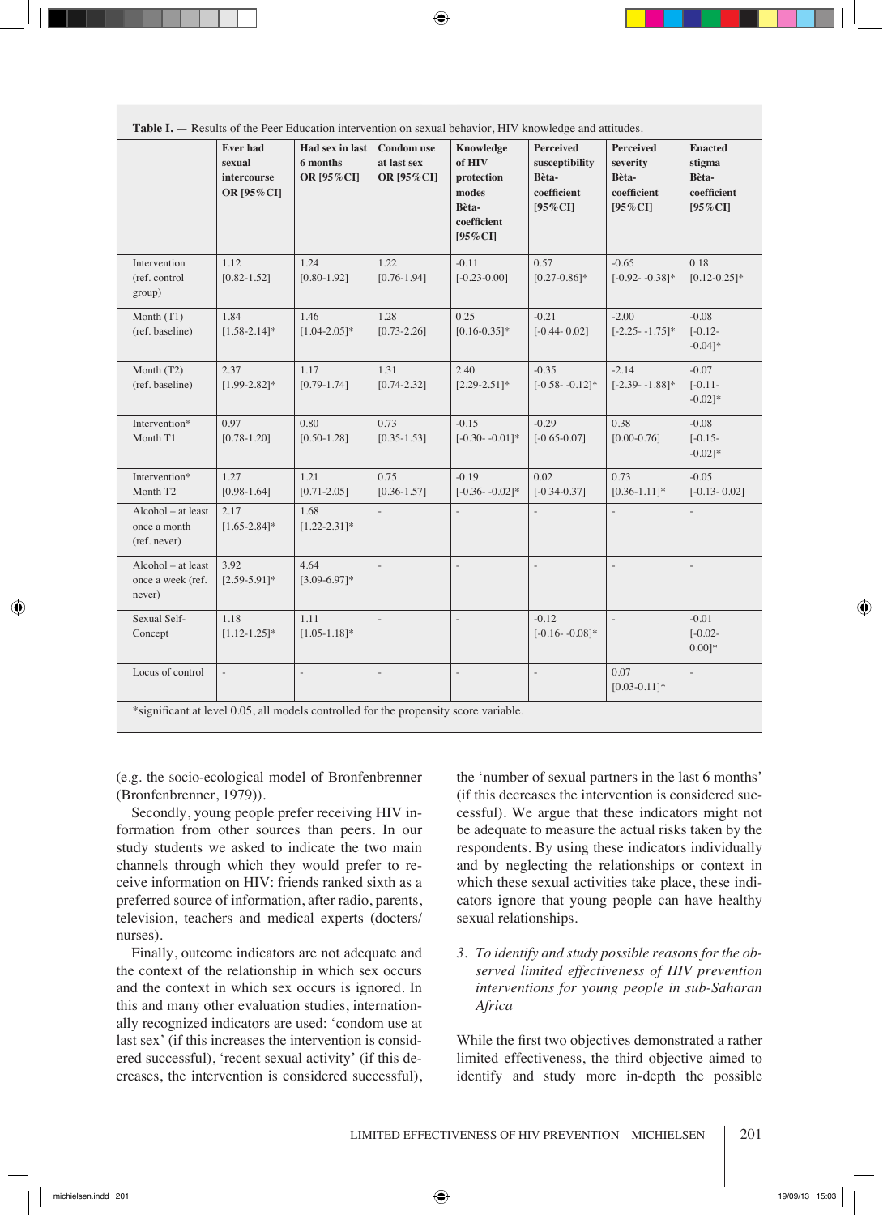**Table I.** — Results of the Peer Education intervention on sexual behavior, HIV knowledge and attitudes.

| | Ever had sexual intercourse OR [95%CI] | Had sex in last 6 months OR [95%CI] | Condom use at last sex OR [95%CI] | Knowledge of HIV protection modes Bèta-coefficient [95%CI] | Perceived susceptibility Bèta-coefficient [95%CI] | Perceived severity Bèta-coefficient [95%CI] | Enacted stigma Bèta-coefficient [95%CI] |
|---|---|---|---|---|---|---|---|
| Intervention (ref. control group) | 1.12 [0.82-1.52] | 1.24 [0.80-1.92] | 1.22 [0.76-1.94] | -0.11 [-0.23-0.00] | 0.57 [0.27-0.86]* | -0.65 [-0.92- -0.38]* | 0.18 [0.12-0.25]* |
| Month (T1) (ref. baseline) | 1.84 [1.58-2.14]* | 1.46 [1.04-2.05]* | 1.28 [0.73-2.26] | 0.25 [0.16-0.35]* | -0.21 [-0.44- 0.02] | -2.00 [-2.25- -1.75]* | -0.08 [-0.12- -0.04]* |
| Month (T2) (ref. baseline) | 2.37 [1.99-2.82]* | 1.17 [0.79-1.74] | 1.31 [0.74-2.32] | 2.40 [2.29-2.51]* | -0.35 [-0.58- -0.12]* | -2.14 [-2.39- -1.88]* | -0.07 [-0.11- -0.02]* |
| Intervention* Month T1 | 0.97 [0.78-1.20] | 0.80 [0.50-1.28] | 0.73 [0.35-1.53] | -0.15 [-0.30- -0.01]* | -0.29 [-0.65-0.07] | 0.38 [0.00-0.76] | -0.08 [-0.15- -0.02]* |
| Intervention* Month T2 | 1.27 [0.98-1.64] | 1.21 [0.71-2.05] | 0.75 [0.36-1.57] | -0.19 [-0.36- -0.02]* | 0.02 [-0.34-0.37] | 0.73 [0.36-1.11]* | -0.05 [-0.13- 0.02] |
| Alcohol – at least once a month (ref. never) | 2.17 [1.65-2.84]* | 1.68 [1.22-2.31]* | - | - | - | - | - |
| Alcohol – at least once a week (ref. never) | 3.92 [2.59-5.91]* | 4.64 [3.09-6.97]* | - | - | - | - | - |
| Sexual Self-Concept | 1.18 [1.12-1.25]* | 1.11 [1.05-1.18]* | - | - | -0.12 [-0.16- -0.08]* | - | -0.01 [-0.02- 0.00]* |
| Locus of control | - | - | - | - | - | 0.07 [0.03-0.11]* | - |

*significant at level 0.05, all models controlled for the propensity score variable.

(e.g. the socio-ecological model of Bronfenbrenner (Bronfenbrenner, 1979)).

Secondly, young people prefer receiving HIV information from other sources than peers. In our study students we asked to indicate the two main channels through which they would prefer to receive information on HIV: friends ranked sixth as a preferred source of information, after radio, parents, television, teachers and medical experts (docters/nurses).

Finally, outcome indicators are not adequate and the context of the relationship in which sex occurs and the context in which sex occurs is ignored. In this and many other evaluation studies, internationally recognized indicators are used: 'condom use at last sex' (if this increases the intervention is considered successful), 'recent sexual activity' (if this decreases, the intervention is considered successful), the 'number of sexual partners in the last 6 months' (if this decreases the intervention is considered successful). We argue that these indicators might not be adequate to measure the actual risks taken by the respondents. By using these indicators individually and by neglecting the relationships or context in which these sexual activities take place, these indicators ignore that young people can have healthy sexual relationships.

3. *To identify and study possible reasons for the observed limited effectiveness of HIV prevention interventions for young people in sub-Saharan Africa*

While the first two objectives demonstrated a rather limited effectiveness, the third objective aimed to identify and study more in-depth the possible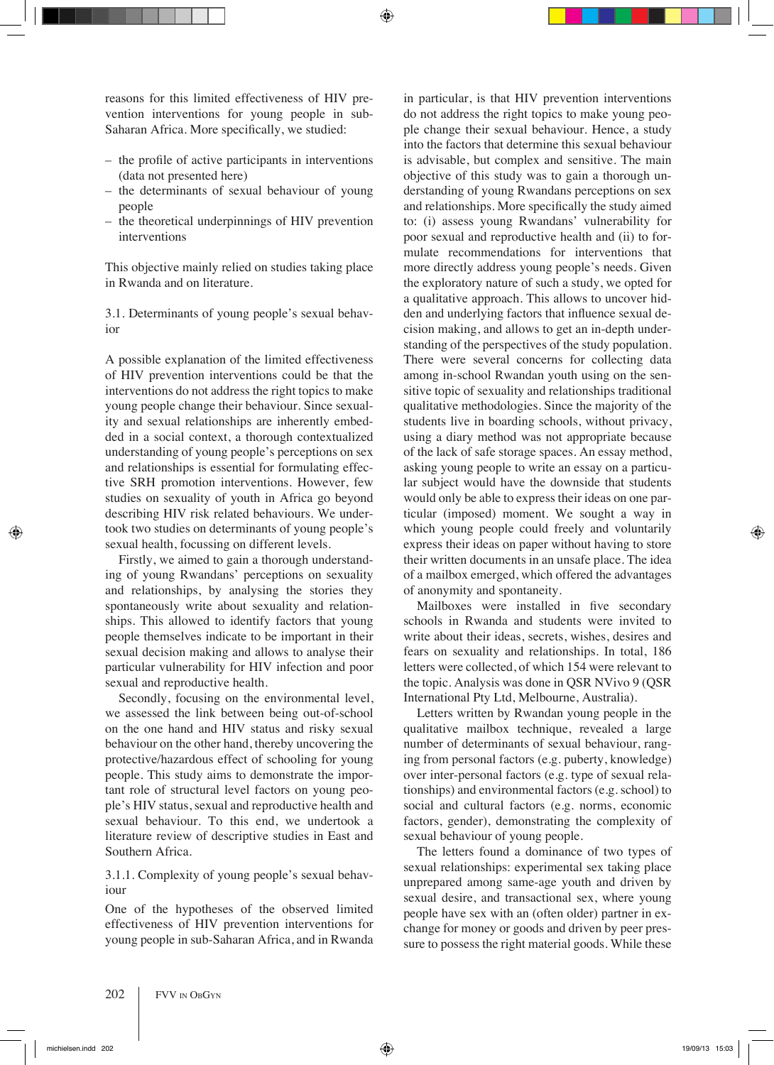reasons for this limited effectiveness of HIV prevention interventions for young people in sub-Saharan Africa. More specifically, we studied:

- the profile of active participants in interventions (data not presented here)
- the determinants of sexual behaviour of young people
- the theoretical underpinnings of HIV prevention interventions

This objective mainly relied on studies taking place in Rwanda and on literature.

### 3.1. Determinants of young people's sexual behavior

A possible explanation of the limited effectiveness of HIV prevention interventions could be that the interventions do not address the right topics to make young people change their behaviour. Since sexuality and sexual relationships are inherently embedded in a social context, a thorough contextualized understanding of young people's perceptions on sex and relationships is essential for formulating effective SRH promotion interventions. However, few studies on sexuality of youth in Africa go beyond describing HIV risk related behaviours. We undertook two studies on determinants of young people's sexual health, focussing on different levels.

Firstly, we aimed to gain a thorough understanding of young Rwandans' perceptions on sexuality and relationships, by analysing the stories they spontaneously write about sexuality and relationships. This allowed to identify factors that young people themselves indicate to be important in their sexual decision making and allows to analyse their particular vulnerability for HIV infection and poor sexual and reproductive health.

Secondly, focusing on the environmental level, we assessed the link between being out-of-school on the one hand and HIV status and risky sexual behaviour on the other hand, thereby uncovering the protective/hazardous effect of schooling for young people. This study aims to demonstrate the important role of structural level factors on young people's HIV status, sexual and reproductive health and sexual behaviour. To this end, we undertook a literature review of descriptive studies in East and Southern Africa.

#### 3.1.1. Complexity of young people's sexual behaviour

One of the hypotheses of the observed limited effectiveness of HIV prevention interventions for young people in sub-Saharan Africa, and in Rwanda in particular, is that HIV prevention interventions do not address the right topics to make young people change their sexual behaviour. Hence, a study into the factors that determine this sexual behaviour is advisable, but complex and sensitive. The main objective of this study was to gain a thorough understanding of young Rwandans perceptions on sex and relationships. More specifically the study aimed to: (i) assess young Rwandans' vulnerability for poor sexual and reproductive health and (ii) to formulate recommendations for interventions that more directly address young people's needs. Given the exploratory nature of such a study, we opted for a qualitative approach. This allows to uncover hidden and underlying factors that influence sexual decision making, and allows to get an in-depth understanding of the perspectives of the study population. There were several concerns for collecting data among in-school Rwandan youth using on the sensitive topic of sexuality and relationships traditional qualitative methodologies. Since the majority of the students live in boarding schools, without privacy, using a diary method was not appropriate because of the lack of safe storage spaces. An essay method, asking young people to write an essay on a particular subject would have the downside that students would only be able to express their ideas on one particular (imposed) moment. We sought a way in which young people could freely and voluntarily express their ideas on paper without having to store their written documents in an unsafe place. The idea of a mailbox emerged, which offered the advantages of anonymity and spontaneity.

Mailboxes were installed in five secondary schools in Rwanda and students were invited to write about their ideas, secrets, wishes, desires and fears on sexuality and relationships. In total, 186 letters were collected, of which 154 were relevant to the topic. Analysis was done in QSR NVivo 9 (QSR International Pty Ltd, Melbourne, Australia).

Letters written by Rwandan young people in the qualitative mailbox technique, revealed a large number of determinants of sexual behaviour, ranging from personal factors (e.g. puberty, knowledge) over inter-personal factors (e.g. type of sexual relationships) and environmental factors (e.g. school) to social and cultural factors (e.g. norms, economic factors, gender), demonstrating the complexity of sexual behaviour of young people.

The letters found a dominance of two types of sexual relationships: experimental sex taking place unprepared among same-age youth and driven by sexual desire, and transactional sex, where young people have sex with an (often older) partner in exchange for money or goods and driven by peer pressure to possess the right material goods. While these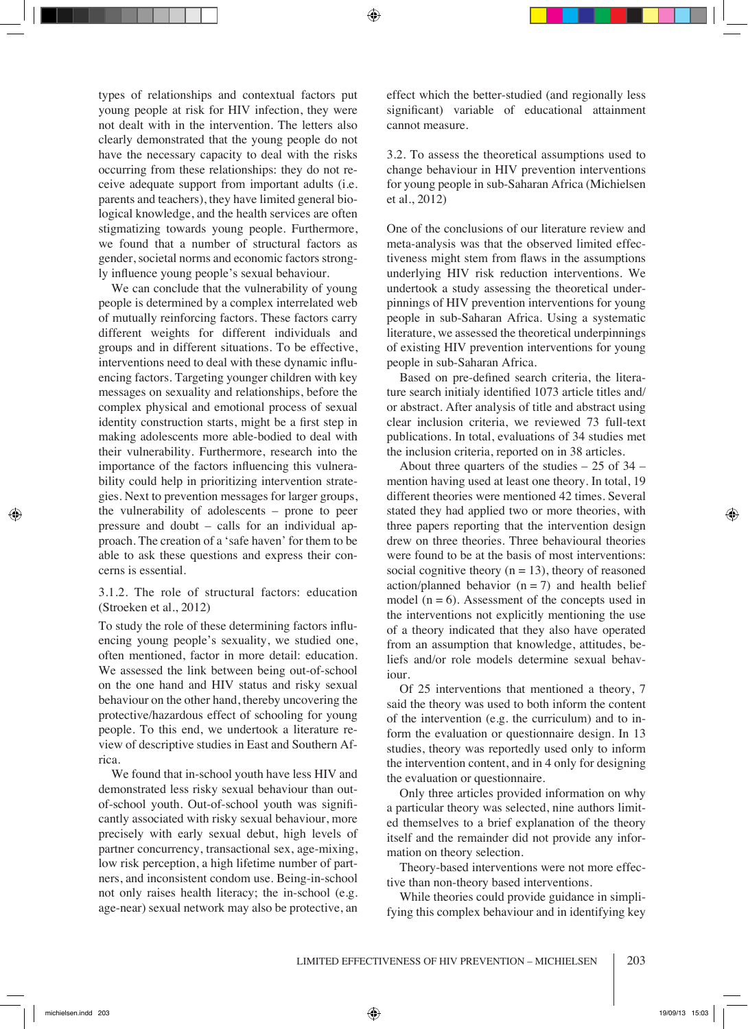types of relationships and contextual factors put young people at risk for HIV infection, they were not dealt with in the intervention. The letters also clearly demonstrated that the young people do not have the necessary capacity to deal with the risks occurring from these relationships: they do not receive adequate support from important adults (i.e. parents and teachers), they have limited general biological knowledge, and the health services are often stigmatizing towards young people. Furthermore, we found that a number of structural factors as gender, societal norms and economic factors strongly influence young people's sexual behaviour.

We can conclude that the vulnerability of young people is determined by a complex interrelated web of mutually reinforcing factors. These factors carry different weights for different individuals and groups and in different situations. To be effective, interventions need to deal with these dynamic influencing factors. Targeting younger children with key messages on sexuality and relationships, before the complex physical and emotional process of sexual identity construction starts, might be a first step in making adolescents more able-bodied to deal with their vulnerability. Furthermore, research into the importance of the factors influencing this vulnerability could help in prioritizing intervention strategies. Next to prevention messages for larger groups, the vulnerability of adolescents – prone to peer pressure and doubt – calls for an individual approach. The creation of a 'safe haven' for them to be able to ask these questions and express their concerns is essential.

#### 3.1.2. The role of structural factors: education (Stroeken et al., 2012)

To study the role of these determining factors influencing young people's sexuality, we studied one, often mentioned, factor in more detail: education. We assessed the link between being out-of-school on the one hand and HIV status and risky sexual behaviour on the other hand, thereby uncovering the protective/hazardous effect of schooling for young people. To this end, we undertook a literature review of descriptive studies in East and Southern Africa.

We found that in-school youth have less HIV and demonstrated less risky sexual behaviour than out-of-school youth. Out-of-school youth was significantly associated with risky sexual behaviour, more precisely with early sexual debut, high levels of partner concurrency, transactional sex, age-mixing, low risk perception, a high lifetime number of partners, and inconsistent condom use. Being-in-school not only raises health literacy; the in-school (e.g. age-near) sexual network may also be protective, an effect which the better-studied (and regionally less significant) variable of educational attainment cannot measure.

### 3.2. To assess the theoretical assumptions used to change behaviour in HIV prevention interventions for young people in sub-Saharan Africa (Michielsen et al., 2012)

One of the conclusions of our literature review and meta-analysis was that the observed limited effectiveness might stem from flaws in the assumptions underlying HIV risk reduction interventions. We undertook a study assessing the theoretical underpinnings of HIV prevention interventions for young people in sub-Saharan Africa. Using a systematic literature, we assessed the theoretical underpinnings of existing HIV prevention interventions for young people in sub-Saharan Africa.

Based on pre-defined search criteria, the literature search initialy identified 1073 article titles and/or abstract. After analysis of title and abstract using clear inclusion criteria, we reviewed 73 full-text publications. In total, evaluations of 34 studies met the inclusion criteria, reported on in 38 articles.

About three quarters of the studies – 25 of 34 – mention having used at least one theory. In total, 19 different theories were mentioned 42 times. Several stated they had applied two or more theories, with three papers reporting that the intervention design drew on three theories. Three behavioural theories were found to be at the basis of most interventions: social cognitive theory (n = 13), theory of reasoned action/planned behavior (n = 7) and health belief model (n = 6). Assessment of the concepts used in the interventions not explicitly mentioning the use of a theory indicated that they also have operated from an assumption that knowledge, attitudes, beliefs and/or role models determine sexual behaviour.

Of 25 interventions that mentioned a theory, 7 said the theory was used to both inform the content of the intervention (e.g. the curriculum) and to inform the evaluation or questionnaire design. In 13 studies, theory was reportedly used only to inform the intervention content, and in 4 only for designing the evaluation or questionnaire.

Only three articles provided information on why a particular theory was selected, nine authors limited themselves to a brief explanation of the theory itself and the remainder did not provide any information on theory selection.

Theory-based interventions were not more effective than non-theory based interventions.

While theories could provide guidance in simplifying this complex behaviour and in identifying key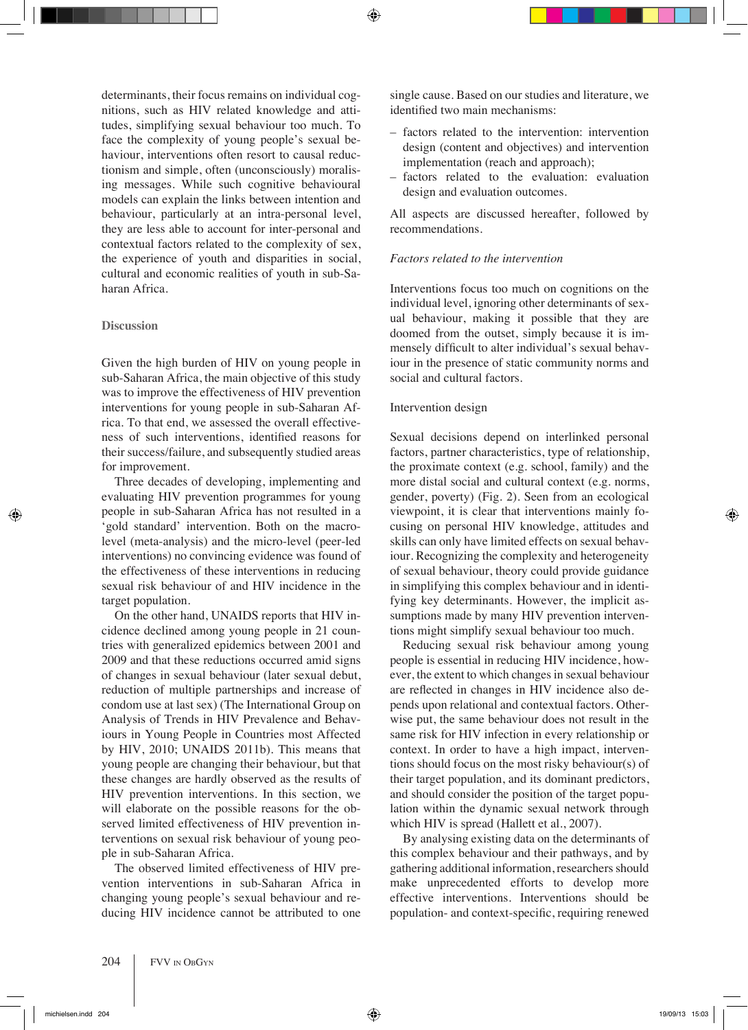determinants, their focus remains on individual cognitions, such as HIV related knowledge and attitudes, simplifying sexual behaviour too much. To face the complexity of young people's sexual behaviour, interventions often resort to causal reductionism and simple, often (unconsciously) moralising messages. While such cognitive behavioural models can explain the links between intention and behaviour, particularly at an intra-personal level, they are less able to account for inter-personal and contextual factors related to the complexity of sex, the experience of youth and disparities in social, cultural and economic realities of youth in sub-Saharan Africa.

## Discussion

Given the high burden of HIV on young people in sub-Saharan Africa, the main objective of this study was to improve the effectiveness of HIV prevention interventions for young people in sub-Saharan Africa. To that end, we assessed the overall effectiveness of such interventions, identified reasons for their success/failure, and subsequently studied areas for improvement.

Three decades of developing, implementing and evaluating HIV prevention programmes for young people in sub-Saharan Africa has not resulted in a 'gold standard' intervention. Both on the macro-level (meta-analysis) and the micro-level (peer-led interventions) no convincing evidence was found of the effectiveness of these interventions in reducing sexual risk behaviour of and HIV incidence in the target population.

On the other hand, UNAIDS reports that HIV incidence declined among young people in 21 countries with generalized epidemics between 2001 and 2009 and that these reductions occurred amid signs of changes in sexual behaviour (later sexual debut, reduction of multiple partnerships and increase of condom use at last sex) (The International Group on Analysis of Trends in HIV Prevalence and Behaviours in Young People in Countries most Affected by HIV, 2010; UNAIDS 2011b). This means that young people are changing their behaviour, but that these changes are hardly observed as the results of HIV prevention interventions. In this section, we will elaborate on the possible reasons for the observed limited effectiveness of HIV prevention interventions on sexual risk behaviour of young people in sub-Saharan Africa.

The observed limited effectiveness of HIV prevention interventions in sub-Saharan Africa in changing young people's sexual behaviour and reducing HIV incidence cannot be attributed to one single cause. Based on our studies and literature, we identified two main mechanisms:

- factors related to the intervention: intervention design (content and objectives) and intervention implementation (reach and approach);
- factors related to the evaluation: evaluation design and evaluation outcomes.

All aspects are discussed hereafter, followed by recommendations.

### *Factors related to the intervention*

Interventions focus too much on cognitions on the individual level, ignoring other determinants of sexual behaviour, making it possible that they are doomed from the outset, simply because it is immensely difficult to alter individual's sexual behaviour in the presence of static community norms and social and cultural factors.

#### Intervention design

Sexual decisions depend on interlinked personal factors, partner characteristics, type of relationship, the proximate context (e.g. school, family) and the more distal social and cultural context (e.g. norms, gender, poverty) (Fig. 2). Seen from an ecological viewpoint, it is clear that interventions mainly focusing on personal HIV knowledge, attitudes and skills can only have limited effects on sexual behaviour. Recognizing the complexity and heterogeneity of sexual behaviour, theory could provide guidance in simplifying this complex behaviour and in identifying key determinants. However, the implicit assumptions made by many HIV prevention interventions might simplify sexual behaviour too much.

Reducing sexual risk behaviour among young people is essential in reducing HIV incidence, however, the extent to which changes in sexual behaviour are reflected in changes in HIV incidence also depends upon relational and contextual factors. Otherwise put, the same behaviour does not result in the same risk for HIV infection in every relationship or context. In order to have a high impact, interventions should focus on the most risky behaviour(s) of their target population, and its dominant predictors, and should consider the position of the target population within the dynamic sexual network through which HIV is spread (Hallett et al., 2007).

By analysing existing data on the determinants of this complex behaviour and their pathways, and by gathering additional information, researchers should make unprecedented efforts to develop more effective interventions. Interventions should be population- and context-specific, requiring renewed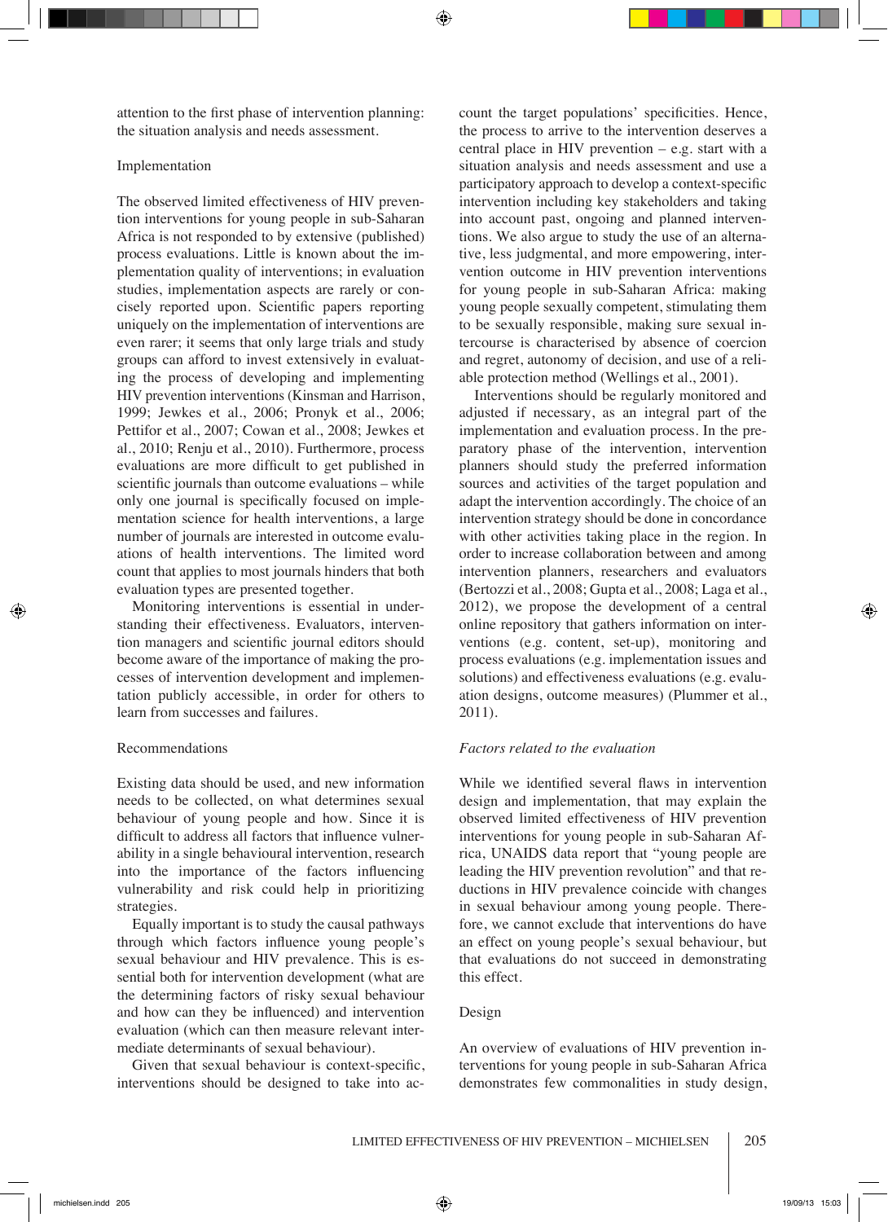attention to the first phase of intervention planning: the situation analysis and needs assessment.

### Implementation

The observed limited effectiveness of HIV prevention interventions for young people in sub-Saharan Africa is not responded to by extensive (published) process evaluations. Little is known about the implementation quality of interventions; in evaluation studies, implementation aspects are rarely or concisely reported upon. Scientific papers reporting uniquely on the implementation of interventions are even rarer; it seems that only large trials and study groups can afford to invest extensively in evaluating the process of developing and implementing HIV prevention interventions (Kinsman and Harrison, 1999; Jewkes et al., 2006; Pronyk et al., 2006; Pettifor et al., 2007; Cowan et al., 2008; Jewkes et al., 2010; Renju et al., 2010). Furthermore, process evaluations are more difficult to get published in scientific journals than outcome evaluations – while only one journal is specifically focused on implementation science for health interventions, a large number of journals are interested in outcome evaluations of health interventions. The limited word count that applies to most journals hinders that both evaluation types are presented together.

Monitoring interventions is essential in understanding their effectiveness. Evaluators, intervention managers and scientific journal editors should become aware of the importance of making the processes of intervention development and implementation publicly accessible, in order for others to learn from successes and failures.

### Recommendations

Existing data should be used, and new information needs to be collected, on what determines sexual behaviour of young people and how. Since it is difficult to address all factors that influence vulnerability in a single behavioural intervention, research into the importance of the factors influencing vulnerability and risk could help in prioritizing strategies.

Equally important is to study the causal pathways through which factors influence young people's sexual behaviour and HIV prevalence. This is essential both for intervention development (what are the determining factors of risky sexual behaviour and how can they be influenced) and intervention evaluation (which can then measure relevant intermediate determinants of sexual behaviour).

Given that sexual behaviour is context-specific, interventions should be designed to take into account the target populations' specificities. Hence, the process to arrive to the intervention deserves a central place in HIV prevention – e.g. start with a situation analysis and needs assessment and use a participatory approach to develop a context-specific intervention including key stakeholders and taking into account past, ongoing and planned interventions. We also argue to study the use of an alternative, less judgmental, and more empowering, intervention outcome in HIV prevention interventions for young people in sub-Saharan Africa: making young people sexually competent, stimulating them to be sexually responsible, making sure sexual intercourse is characterised by absence of coercion and regret, autonomy of decision, and use of a reliable protection method (Wellings et al., 2001).

Interventions should be regularly monitored and adjusted if necessary, as an integral part of the implementation and evaluation process. In the preparatory phase of the intervention, intervention planners should study the preferred information sources and activities of the target population and adapt the intervention accordingly. The choice of an intervention strategy should be done in concordance with other activities taking place in the region. In order to increase collaboration between and among intervention planners, researchers and evaluators (Bertozzi et al., 2008; Gupta et al., 2008; Laga et al., 2012), we propose the development of a central online repository that gathers information on interventions (e.g. content, set-up), monitoring and process evaluations (e.g. implementation issues and solutions) and effectiveness evaluations (e.g. evaluation designs, outcome measures) (Plummer et al., 2011).

## *Factors related to the evaluation*

While we identified several flaws in intervention design and implementation, that may explain the observed limited effectiveness of HIV prevention interventions for young people in sub-Saharan Africa, UNAIDS data report that "young people are leading the HIV prevention revolution" and that reductions in HIV prevalence coincide with changes in sexual behaviour among young people. Therefore, we cannot exclude that interventions do have an effect on young people's sexual behaviour, but that evaluations do not succeed in demonstrating this effect.

### Design

An overview of evaluations of HIV prevention interventions for young people in sub-Saharan Africa demonstrates few commonalities in study design,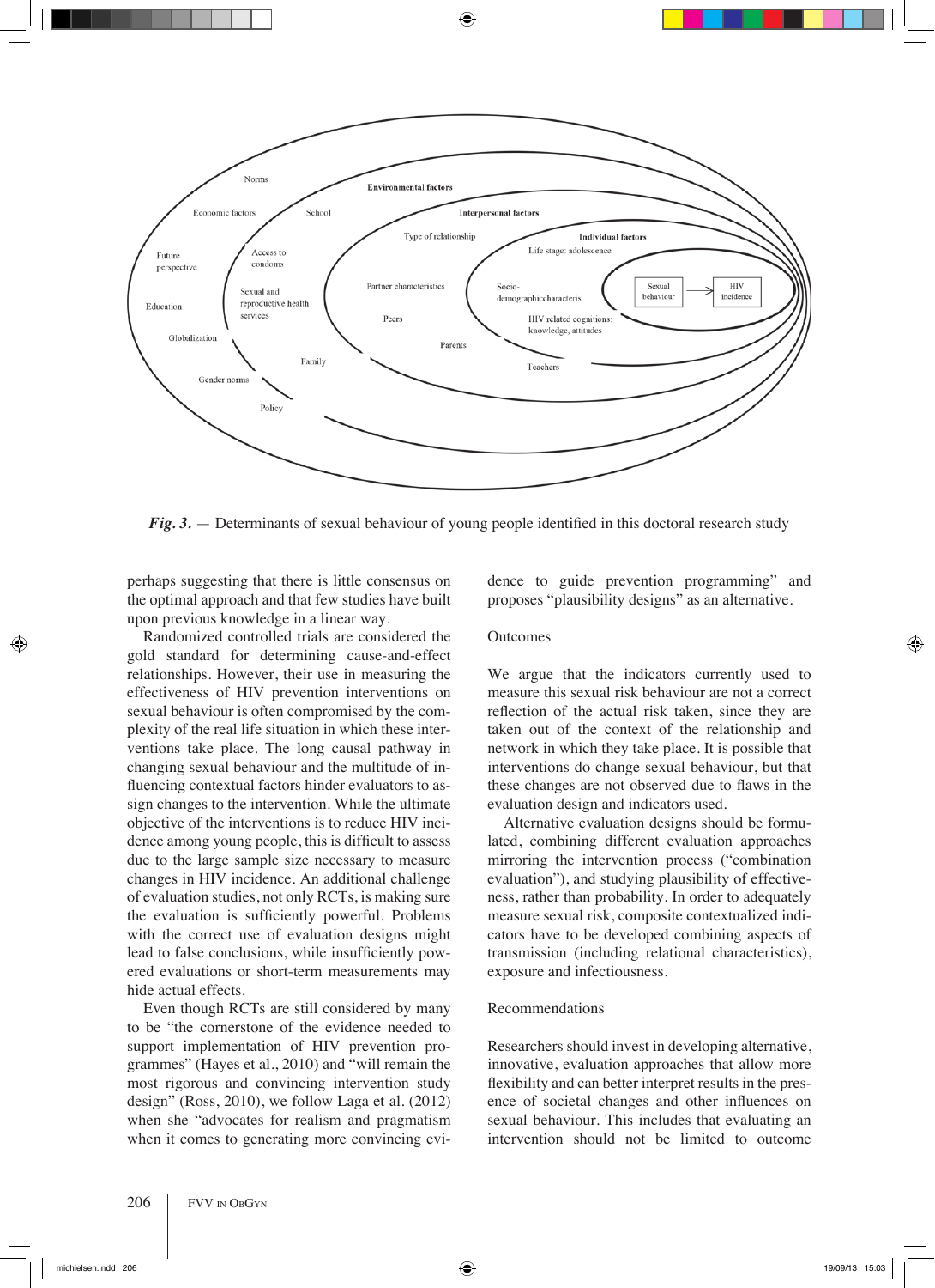*Fig. 3.* — Determinants of sexual behaviour of young people identified in this doctoral research study

perhaps suggesting that there is little consensus on the optimal approach and that few studies have built upon previous knowledge in a linear way.

Randomized controlled trials are considered the gold standard for determining cause-and-effect relationships. However, their use in measuring the effectiveness of HIV prevention interventions on sexual behaviour is often compromised by the complexity of the real life situation in which these interventions take place. The long causal pathway in changing sexual behaviour and the multitude of influencing contextual factors hinder evaluators to assign changes to the intervention. While the ultimate objective of the interventions is to reduce HIV incidence among young people, this is difficult to assess due to the large sample size necessary to measure changes in HIV incidence. An additional challenge of evaluation studies, not only RCTs, is making sure the evaluation is sufficiently powerful. Problems with the correct use of evaluation designs might lead to false conclusions, while insufficiently powered evaluations or short-term measurements may hide actual effects.

Even though RCTs are still considered by many to be "the cornerstone of the evidence needed to support implementation of HIV prevention programmes" (Hayes et al., 2010) and "will remain the most rigorous and convincing intervention study design" (Ross, 2010), we follow Laga et al. (2012) when she "advocates for realism and pragmatism when it comes to generating more convincing evidence to guide prevention programming" and proposes "plausibility designs" as an alternative.

## Outcomes

We argue that the indicators currently used to measure this sexual risk behaviour are not a correct reflection of the actual risk taken, since they are taken out of the context of the relationship and network in which they take place. It is possible that interventions do change sexual behaviour, but that these changes are not observed due to flaws in the evaluation design and indicators used.

Alternative evaluation designs should be formulated, combining different evaluation approaches mirroring the intervention process ("combination evaluation"), and studying plausibility of effectiveness, rather than probability. In order to adequately measure sexual risk, composite contextualized indicators have to be developed combining aspects of transmission (including relational characteristics), exposure and infectiousness.

## Recommendations

Researchers should invest in developing alternative, innovative, evaluation approaches that allow more flexibility and can better interpret results in the presence of societal changes and other influences on sexual behaviour. This includes that evaluating an intervention should not be limited to outcome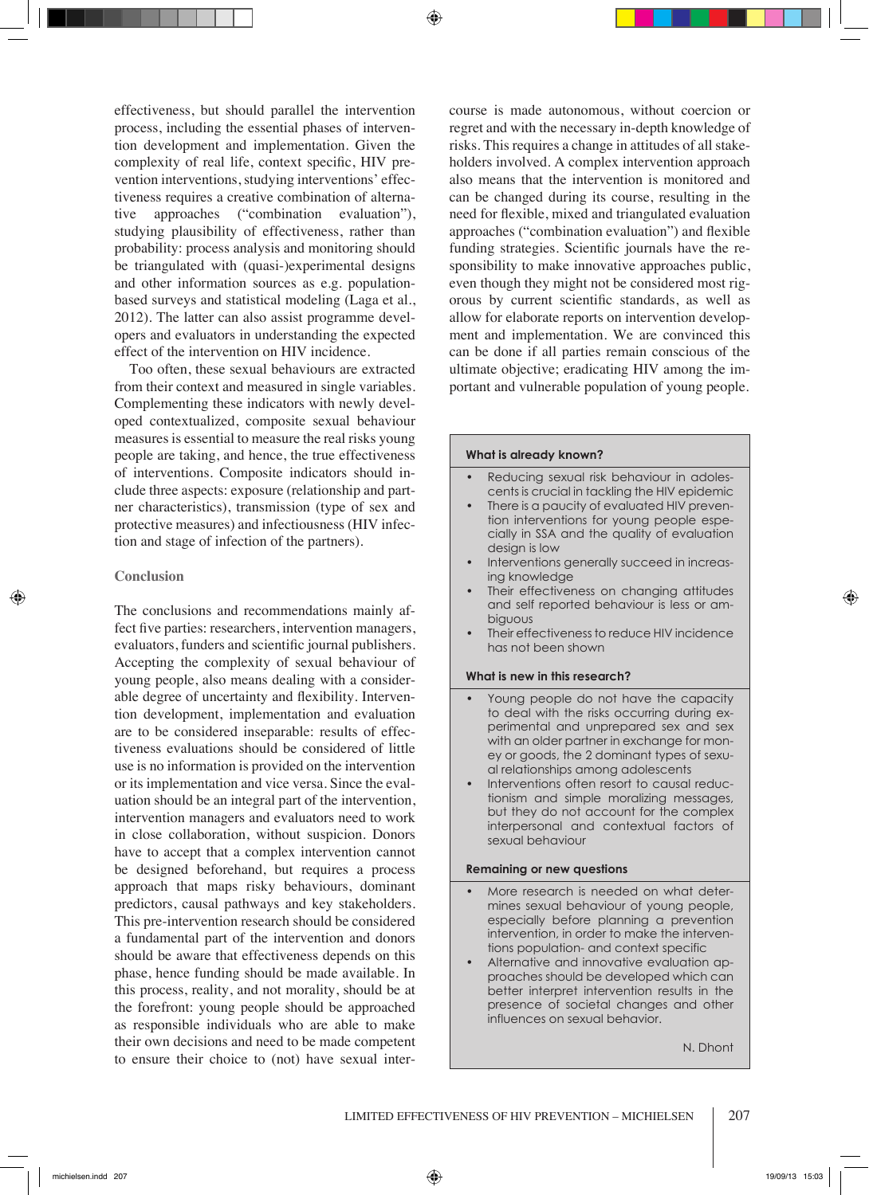effectiveness, but should parallel the intervention process, including the essential phases of intervention development and implementation. Given the complexity of real life, context specific, HIV prevention interventions, studying interventions' effectiveness requires a creative combination of alternative approaches ("combination evaluation"), studying plausibility of effectiveness, rather than probability: process analysis and monitoring should be triangulated with (quasi-)experimental designs and other information sources as e.g. population-based surveys and statistical modeling (Laga et al., 2012). The latter can also assist programme developers and evaluators in understanding the expected effect of the intervention on HIV incidence.

Too often, these sexual behaviours are extracted from their context and measured in single variables. Complementing these indicators with newly developed contextualized, composite sexual behaviour measures is essential to measure the real risks young people are taking, and hence, the true effectiveness of interventions. Composite indicators should include three aspects: exposure (relationship and partner characteristics), transmission (type of sex and protective measures) and infectiousness (HIV infection and stage of infection of the partners).

## Conclusion

The conclusions and recommendations mainly affect five parties: researchers, intervention managers, evaluators, funders and scientific journal publishers. Accepting the complexity of sexual behaviour of young people, also means dealing with a considerable degree of uncertainty and flexibility. Intervention development, implementation and evaluation are to be considered inseparable: results of effectiveness evaluations should be considered of little use is no information is provided on the intervention or its implementation and vice versa. Since the evaluation should be an integral part of the intervention, intervention managers and evaluators need to work in close collaboration, without suspicion. Donors have to accept that a complex intervention cannot be designed beforehand, but requires a process approach that maps risky behaviours, dominant predictors, causal pathways and key stakeholders. This pre-intervention research should be considered a fundamental part of the intervention and donors should be aware that effectiveness depends on this phase, hence funding should be made available. In this process, reality, and not morality, should be at the forefront: young people should be approached as responsible individuals who are able to make their own decisions and need to be made competent to ensure their choice to (not) have sexual intercourse is made autonomous, without coercion or regret and with the necessary in-depth knowledge of risks. This requires a change in attitudes of all stakeholders involved. A complex intervention approach also means that the intervention is monitored and can be changed during its course, resulting in the need for flexible, mixed and triangulated evaluation approaches ("combination evaluation") and flexible funding strategies. Scientific journals have the responsibility to make innovative approaches public, even though they might not be considered most rigorous by current scientific standards, as well as allow for elaborate reports on intervention development and implementation. We are convinced this can be done if all parties remain conscious of the ultimate objective; eradicating HIV among the important and vulnerable population of young people.

**What is already known?**

- Reducing sexual risk behaviour in adolescents is crucial in tackling the HIV epidemic
- There is a paucity of evaluated HIV prevention interventions for young people especially in SSA and the quality of evaluation design is low
- Interventions generally succeed in increasing knowledge
- Their effectiveness on changing attitudes and self reported behaviour is less or ambiguous
- Their effectiveness to reduce HIV incidence has not been shown

**What is new in this research?**

- Young people do not have the capacity to deal with the risks occurring during experimental and unprepared sex and sex with an older partner in exchange for money or goods, the 2 dominant types of sexual relationships among adolescents
- Interventions often resort to causal reductionism and simple moralizing messages, but they do not account for the complex interpersonal and contextual factors of sexual behaviour

**Remaining or new questions**

- More research is needed on what determines sexual behaviour of young people, especially before planning a prevention intervention, in order to make the interventions population- and context specific
- Alternative and innovative evaluation approaches should be developed which can better interpret intervention results in the presence of societal changes and other influences on sexual behavior.

N. Dhont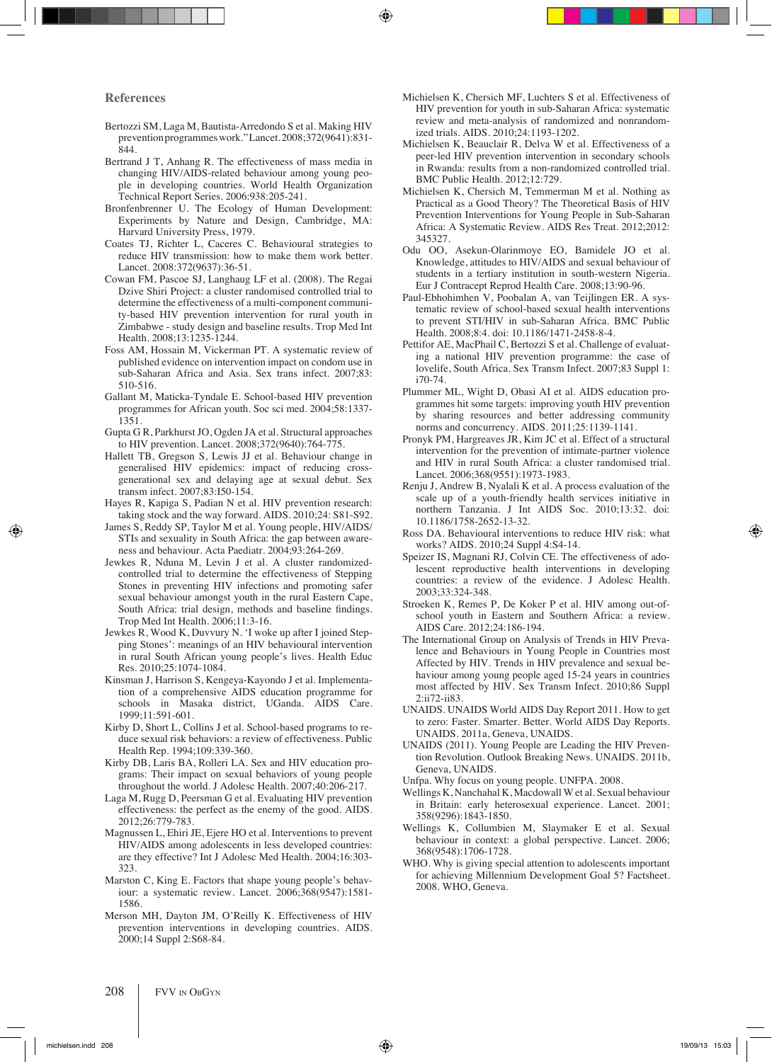## References

Bertozzi SM, Laga M, Bautista-Arredondo S et al. Making HIV prevention programmes work." Lancet. 2008;372(9641):831-844.

Bertrand J T, Anhang R. The effectiveness of mass media in changing HIV/AIDS-related behaviour among young people in developing countries. World Health Organization Technical Report Series. 2006:938:205-241.

Bronfenbrenner U. The Ecology of Human Development: Experiments by Nature and Design, Cambridge, MA: Harvard University Press, 1979.

Coates TJ, Richter L, Caceres C. Behavioural strategies to reduce HIV transmission: how to make them work better. Lancet. 2008:372(9637):36-51.

Cowan FM, Pascoe SJ, Langhaug LF et al. (2008). The Regai Dzive Shiri Project: a cluster randomised controlled trial to determine the effectiveness of a multi-component community-based HIV prevention intervention for rural youth in Zimbabwe - study design and baseline results. Trop Med Int Health. 2008;13:1235-1244.

Foss AM, Hossain M, Vickerman PT. A systematic review of published evidence on intervention impact on condom use in sub-Saharan Africa and Asia. Sex trans infect. 2007;83: 510-516.

Gallant M, Maticka-Tyndale E. School-based HIV prevention programmes for African youth. Soc sci med. 2004;58:1337-1351.

Gupta G R, Parkhurst JO, Ogden JA et al. Structural approaches to HIV prevention. Lancet. 2008;372(9640):764-775.

Hallett TB, Gregson S, Lewis JJ et al. Behaviour change in generalised HIV epidemics: impact of reducing cross-generational sex and delaying age at sexual debut. Sex transm infect. 2007;83:I50-154.

Hayes R, Kapiga S, Padian N et al. HIV prevention research: taking stock and the way forward. AIDS. 2010;24: S81-S92.

James S, Reddy SP, Taylor M et al. Young people, HIV/AIDS/STIs and sexuality in South Africa: the gap between awareness and behaviour. Acta Paediatr. 2004;93:264-269.

Jewkes R, Nduna M, Levin J et al. A cluster randomized-controlled trial to determine the effectiveness of Stepping Stones in preventing HIV infections and promoting safer sexual behaviour amongst youth in the rural Eastern Cape, South Africa: trial design, methods and baseline findings. Trop Med Int Health. 2006;11:3-16.

Jewkes R, Wood K, Duvvury N. 'I woke up after I joined Stepping Stones': meanings of an HIV behavioural intervention in rural South African young people's lives. Health Educ Res. 2010;25:1074-1084.

Kinsman J, Harrison S, Kengeya-Kayondo J et al. Implementation of a comprehensive AIDS education programme for schools in Masaka district, UGanda. AIDS Care. 1999;11:591-601.

Kirby D, Short L, Collins J et al. School-based programs to reduce sexual risk behaviors: a review of effectiveness. Public Health Rep. 1994;109:339-360.

Kirby DB, Laris BA, Rolleri LA. Sex and HIV education programs: Their impact on sexual behaviors of young people throughout the world. J Adolesc Health. 2007;40:206-217.

Laga M, Rugg D, Peersman G et al. Evaluating HIV prevention effectiveness: the perfect as the enemy of the good. AIDS. 2012;26:779-783.

Magnussen L, Ehiri JE, Ejere HO et al. Interventions to prevent HIV/AIDS among adolescents in less developed countries: are they effective? Int J Adolesc Med Health. 2004;16:303-323.

Marston C, King E. Factors that shape young people's behaviour: a systematic review. Lancet. 2006;368(9547):1581-1586.

Merson MH, Dayton JM, O'Reilly K. Effectiveness of HIV prevention interventions in developing countries. AIDS. 2000;14 Suppl 2:S68-84.

Michielsen K, Chersich MF, Luchters S et al. Effectiveness of HIV prevention for youth in sub-Saharan Africa: systematic review and meta-analysis of randomized and nonrandomized trials. AIDS. 2010;24:1193-1202.

Michielsen K, Beauclair R, Delva W et al. Effectiveness of a peer-led HIV prevention intervention in secondary schools in Rwanda: results from a non-randomized controlled trial. BMC Public Health. 2012;12:729.

Michielsen K, Chersich M, Temmerman M et al. Nothing as Practical as a Good Theory? The Theoretical Basis of HIV Prevention Interventions for Young People in Sub-Saharan Africa: A Systematic Review. AIDS Res Treat. 2012;2012: 345327.

Odu OO, Asekun-Olarinmoye EO, Bamidele JO et al. Knowledge, attitudes to HIV/AIDS and sexual behaviour of students in a tertiary institution in south-western Nigeria. Eur J Contracept Reprod Health Care. 2008;13:90-96.

Paul-Ebhohimhen V, Poobalan A, van Teijlingen ER. A systematic review of school-based sexual health interventions to prevent STI/HIV in sub-Saharan Africa. BMC Public Health. 2008;8:4. doi: 10.1186/1471-2458-8-4.

Pettifor AE, MacPhail C, Bertozzi S et al. Challenge of evaluating a national HIV prevention programme: the case of lovelife, South Africa. Sex Transm Infect. 2007;83 Suppl 1: i70-74.

Plummer ML, Wight D, Obasi AI et al. AIDS education programmes hit some targets: improving youth HIV prevention by sharing resources and better addressing community norms and concurrency. AIDS. 2011;25:1139-1141.

Pronyk PM, Hargreaves JR, Kim JC et al. Effect of a structural intervention for the prevention of intimate-partner violence and HIV in rural South Africa: a cluster randomised trial. Lancet. 2006;368(9551):1973-1983.

Renju J, Andrew B, Nyalali K et al. A process evaluation of the scale up of a youth-friendly health services initiative in northern Tanzania. J Int AIDS Soc. 2010;13:32. doi: 10.1186/1758-2652-13-32.

Ross DA. Behavioural interventions to reduce HIV risk: what works? AIDS. 2010;24 Suppl 4:S4-14.

Speizer IS, Magnani RJ, Colvin CE. The effectiveness of adolescent reproductive health interventions in developing countries: a review of the evidence. J Adolesc Health. 2003;33:324-348.

Stroeken K, Remes P, De Koker P et al. HIV among out-of-school youth in Eastern and Southern Africa: a review. AIDS Care. 2012;24:186-194.

The International Group on Analysis of Trends in HIV Prevalence and Behaviours in Young People in Countries most Affected by HIV. Trends in HIV prevalence and sexual behaviour among young people aged 15-24 years in countries most affected by HIV. Sex Transm Infect. 2010;86 Suppl 2:ii72-ii83.

UNAIDS. UNAIDS World AIDS Day Report 2011. How to get to zero: Faster. Smarter. Better. World AIDS Day Reports. UNAIDS. 2011a, Geneva, UNAIDS.

UNAIDS (2011). Young People are Leading the HIV Prevention Revolution. Outlook Breaking News. UNAIDS. 2011b, Geneva, UNAIDS.

Unfpa. Why focus on young people. UNFPA. 2008.

Wellings K, Nanchahal K, Macdowall W et al. Sexual behaviour in Britain: early heterosexual experience. Lancet. 2001; 358(9296):1843-1850.

Wellings K, Collumbien M, Slaymaker E et al. Sexual behaviour in context: a global perspective. Lancet. 2006; 368(9548):1706-1728.

WHO. Why is giving special attention to adolescents important for achieving Millennium Development Goal 5? Factsheet. 2008. WHO, Geneva.